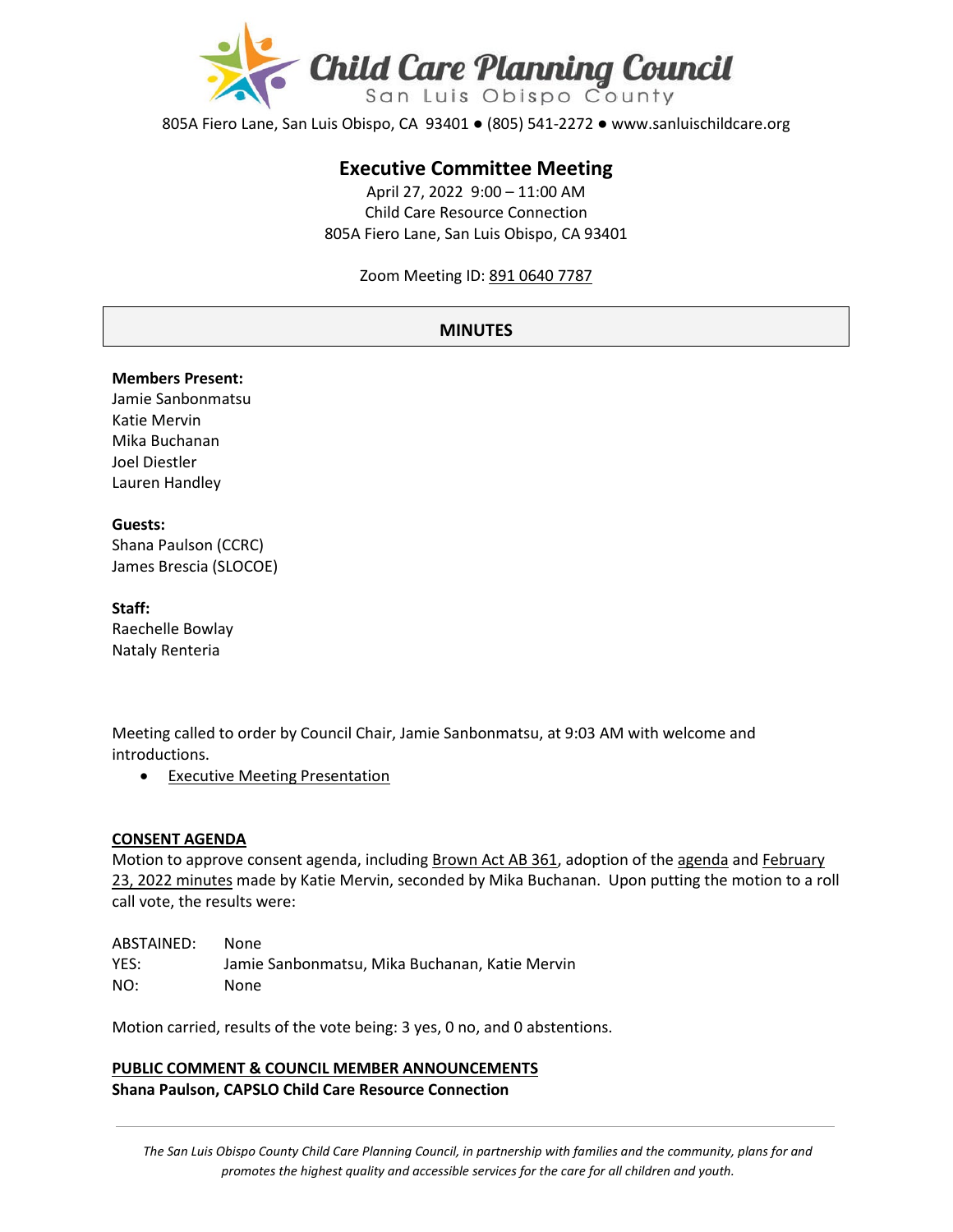# Child Care Planning Council

San Luis Obispo County

805A Fiero Lane, San Luis Obispo, CA 93401 ● (805) 541-2272 ● www.sanluischildcare.org

## Executive Committee Meeting

April 27, 2022 9:00 – 11:00 AM
Child Care Resource Connection
805A Fiero Lane, San Luis Obispo, CA 93401

Zoom Meeting ID: 891 0640 7787

## MINUTES

**Members Present:**
Jamie Sanbonmatsu
Katie Mervin
Mika Buchanan
Joel Diestler
Lauren Handley

**Guests:**
Shana Paulson (CCRC)
James Brescia (SLOCOE)

**Staff:**
Raechelle Bowlay
Nataly Renteria

Meeting called to order by Council Chair, Jamie Sanbonmatsu, at 9:03 AM with welcome and introductions.

- Executive Meeting Presentation

**CONSENT AGENDA**

Motion to approve consent agenda, including Brown Act AB 361, adoption of the agenda and February 23, 2022 minutes made by Katie Mervin, seconded by Mika Buchanan. Upon putting the motion to a roll call vote, the results were:

ABSTAINED: None
YES: Jamie Sanbonmatsu, Mika Buchanan, Katie Mervin
NO: None

Motion carried, results of the vote being: 3 yes, 0 no, and 0 abstentions.

**PUBLIC COMMENT & COUNCIL MEMBER ANNOUNCEMENTS**

**Shana Paulson, CAPSLO Child Care Resource Connection**

*The San Luis Obispo County Child Care Planning Council, in partnership with families and the community, plans for and promotes the highest quality and accessible services for the care for all children and youth.*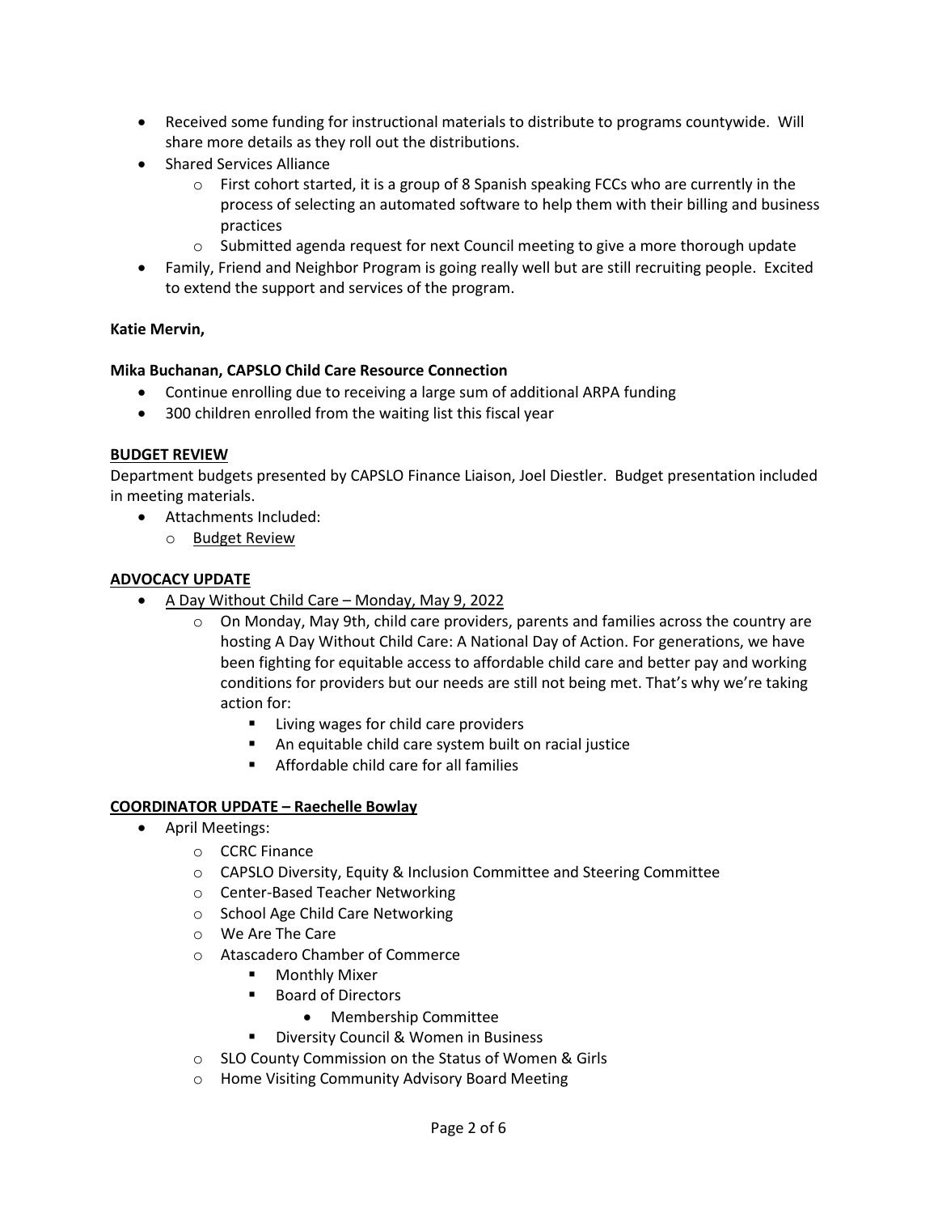- Received some funding for instructional materials to distribute to programs countywide. Will share more details as they roll out the distributions.
- Shared Services Alliance
  - First cohort started, it is a group of 8 Spanish speaking FCCs who are currently in the process of selecting an automated software to help them with their billing and business practices
  - Submitted agenda request for next Council meeting to give a more thorough update
- Family, Friend and Neighbor Program is going really well but are still recruiting people. Excited to extend the support and services of the program.

**Katie Mervin,**

**Mika Buchanan, CAPSLO Child Care Resource Connection**

- Continue enrolling due to receiving a large sum of additional ARPA funding
- 300 children enrolled from the waiting list this fiscal year

**BUDGET REVIEW**

Department budgets presented by CAPSLO Finance Liaison, Joel Diestler. Budget presentation included in meeting materials.

- Attachments Included:
  - Budget Review

**ADVOCACY UPDATE**

- A Day Without Child Care – Monday, May 9, 2022
  - On Monday, May 9th, child care providers, parents and families across the country are hosting A Day Without Child Care: A National Day of Action. For generations, we have been fighting for equitable access to affordable child care and better pay and working conditions for providers but our needs are still not being met. That's why we're taking action for:
    - Living wages for child care providers
    - An equitable child care system built on racial justice
    - Affordable child care for all families

**COORDINATOR UPDATE – Raechelle Bowlay**

- April Meetings:
  - CCRC Finance
  - CAPSLO Diversity, Equity & Inclusion Committee and Steering Committee
  - Center-Based Teacher Networking
  - School Age Child Care Networking
  - We Are The Care
  - Atascadero Chamber of Commerce
    - Monthly Mixer
    - Board of Directors
      - Membership Committee
    - Diversity Council & Women in Business
  - SLO County Commission on the Status of Women & Girls
  - Home Visiting Community Advisory Board Meeting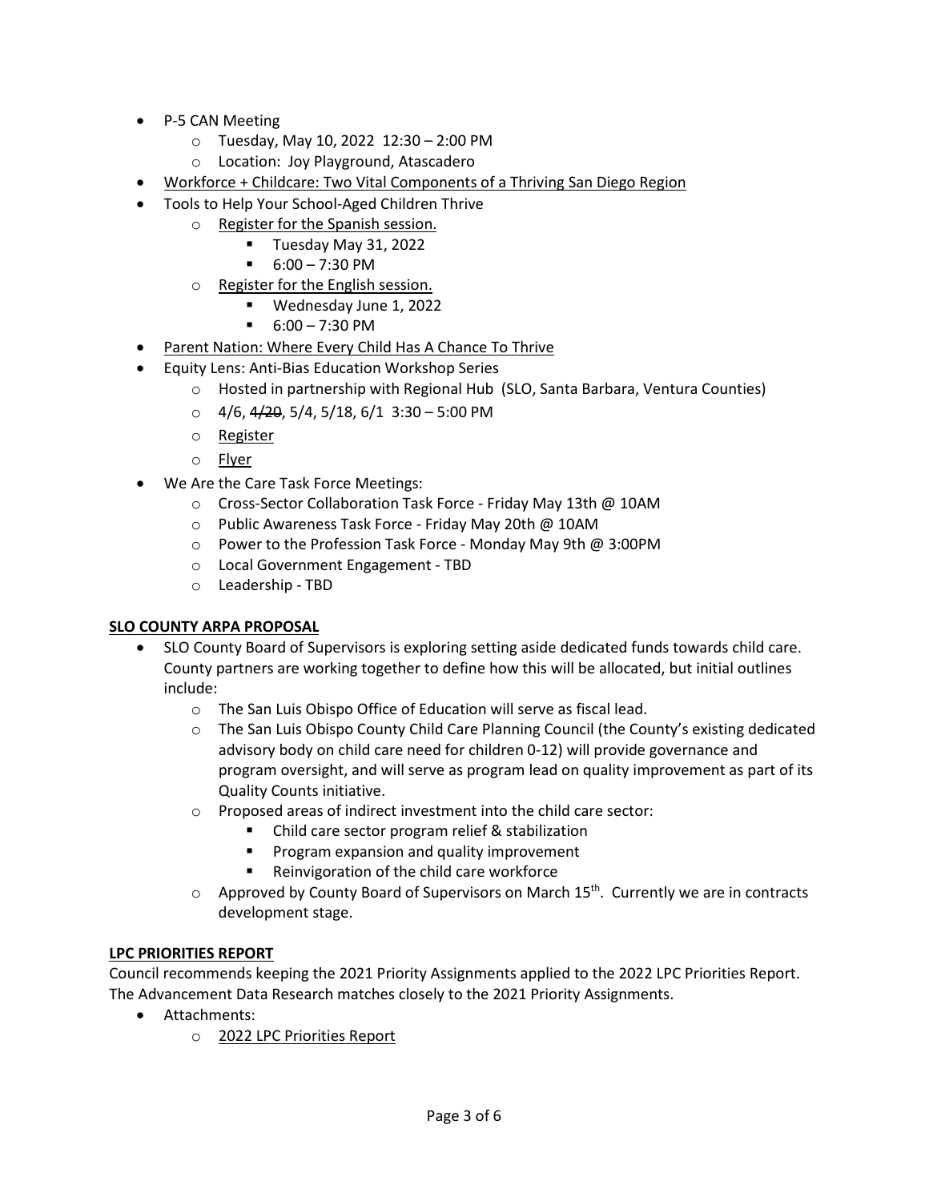- P-5 CAN Meeting
  - Tuesday, May 10, 2022 12:30 – 2:00 PM
  - Location: Joy Playground, Atascadero
- Workforce + Childcare: Two Vital Components of a Thriving San Diego Region
- Tools to Help Your School-Aged Children Thrive
  - Register for the Spanish session.
    - Tuesday May 31, 2022
    - 6:00 – 7:30 PM
  - Register for the English session.
    - Wednesday June 1, 2022
    - 6:00 – 7:30 PM
- Parent Nation: Where Every Child Has A Chance To Thrive
- Equity Lens: Anti-Bias Education Workshop Series
  - Hosted in partnership with Regional Hub (SLO, Santa Barbara, Ventura Counties)
  - 4/6, ~~4/20~~, 5/4, 5/18, 6/1 3:30 – 5:00 PM
  - Register
  - Flyer
- We Are the Care Task Force Meetings:
  - Cross-Sector Collaboration Task Force - Friday May 13th @ 10AM
  - Public Awareness Task Force - Friday May 20th @ 10AM
  - Power to the Profession Task Force - Monday May 9th @ 3:00PM
  - Local Government Engagement - TBD
  - Leadership - TBD

**SLO COUNTY ARPA PROPOSAL**

- SLO County Board of Supervisors is exploring setting aside dedicated funds towards child care. County partners are working together to define how this will be allocated, but initial outlines include:
  - The San Luis Obispo Office of Education will serve as fiscal lead.
  - The San Luis Obispo County Child Care Planning Council (the County's existing dedicated advisory body on child care need for children 0-12) will provide governance and program oversight, and will serve as program lead on quality improvement as part of its Quality Counts initiative.
  - Proposed areas of indirect investment into the child care sector:
    - Child care sector program relief & stabilization
    - Program expansion and quality improvement
    - Reinvigoration of the child care workforce
  - Approved by County Board of Supervisors on March 15th. Currently we are in contracts development stage.

**LPC PRIORITIES REPORT**

Council recommends keeping the 2021 Priority Assignments applied to the 2022 LPC Priorities Report. The Advancement Data Research matches closely to the 2021 Priority Assignments.

- Attachments:
  - 2022 LPC Priorities Report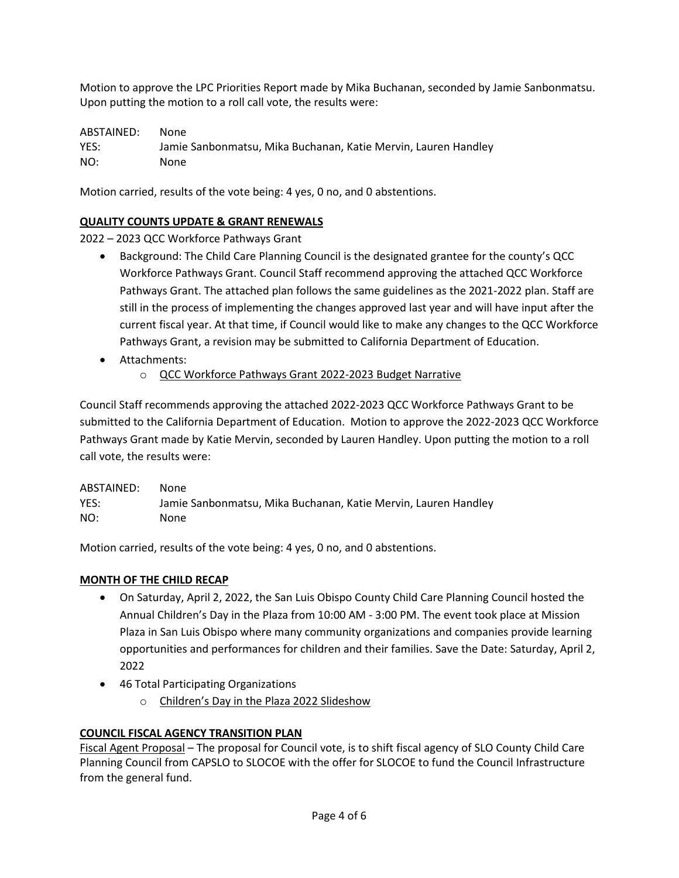Motion to approve the LPC Priorities Report made by Mika Buchanan, seconded by Jamie Sanbonmatsu. Upon putting the motion to a roll call vote, the results were:

ABSTAINED: None
YES: Jamie Sanbonmatsu, Mika Buchanan, Katie Mervin, Lauren Handley
NO: None

Motion carried, results of the vote being: 4 yes, 0 no, and 0 abstentions.

## QUALITY COUNTS UPDATE & GRANT RENEWALS

2022 – 2023 QCC Workforce Pathways Grant

- Background: The Child Care Planning Council is the designated grantee for the county's QCC Workforce Pathways Grant. Council Staff recommend approving the attached QCC Workforce Pathways Grant. The attached plan follows the same guidelines as the 2021-2022 plan. Staff are still in the process of implementing the changes approved last year and will have input after the current fiscal year. At that time, if Council would like to make any changes to the QCC Workforce Pathways Grant, a revision may be submitted to California Department of Education.
- Attachments:
  - QCC Workforce Pathways Grant 2022-2023 Budget Narrative

Council Staff recommends approving the attached 2022-2023 QCC Workforce Pathways Grant to be submitted to the California Department of Education. Motion to approve the 2022-2023 QCC Workforce Pathways Grant made by Katie Mervin, seconded by Lauren Handley. Upon putting the motion to a roll call vote, the results were:

ABSTAINED: None
YES: Jamie Sanbonmatsu, Mika Buchanan, Katie Mervin, Lauren Handley
NO: None

Motion carried, results of the vote being: 4 yes, 0 no, and 0 abstentions.

## MONTH OF THE CHILD RECAP

- On Saturday, April 2, 2022, the San Luis Obispo County Child Care Planning Council hosted the Annual Children's Day in the Plaza from 10:00 AM - 3:00 PM. The event took place at Mission Plaza in San Luis Obispo where many community organizations and companies provide learning opportunities and performances for children and their families. Save the Date: Saturday, April 2, 2022
- 46 Total Participating Organizations
  - Children's Day in the Plaza 2022 Slideshow

## COUNCIL FISCAL AGENCY TRANSITION PLAN

Fiscal Agent Proposal – The proposal for Council vote, is to shift fiscal agency of SLO County Child Care Planning Council from CAPSLO to SLOCOE with the offer for SLOCOE to fund the Council Infrastructure from the general fund.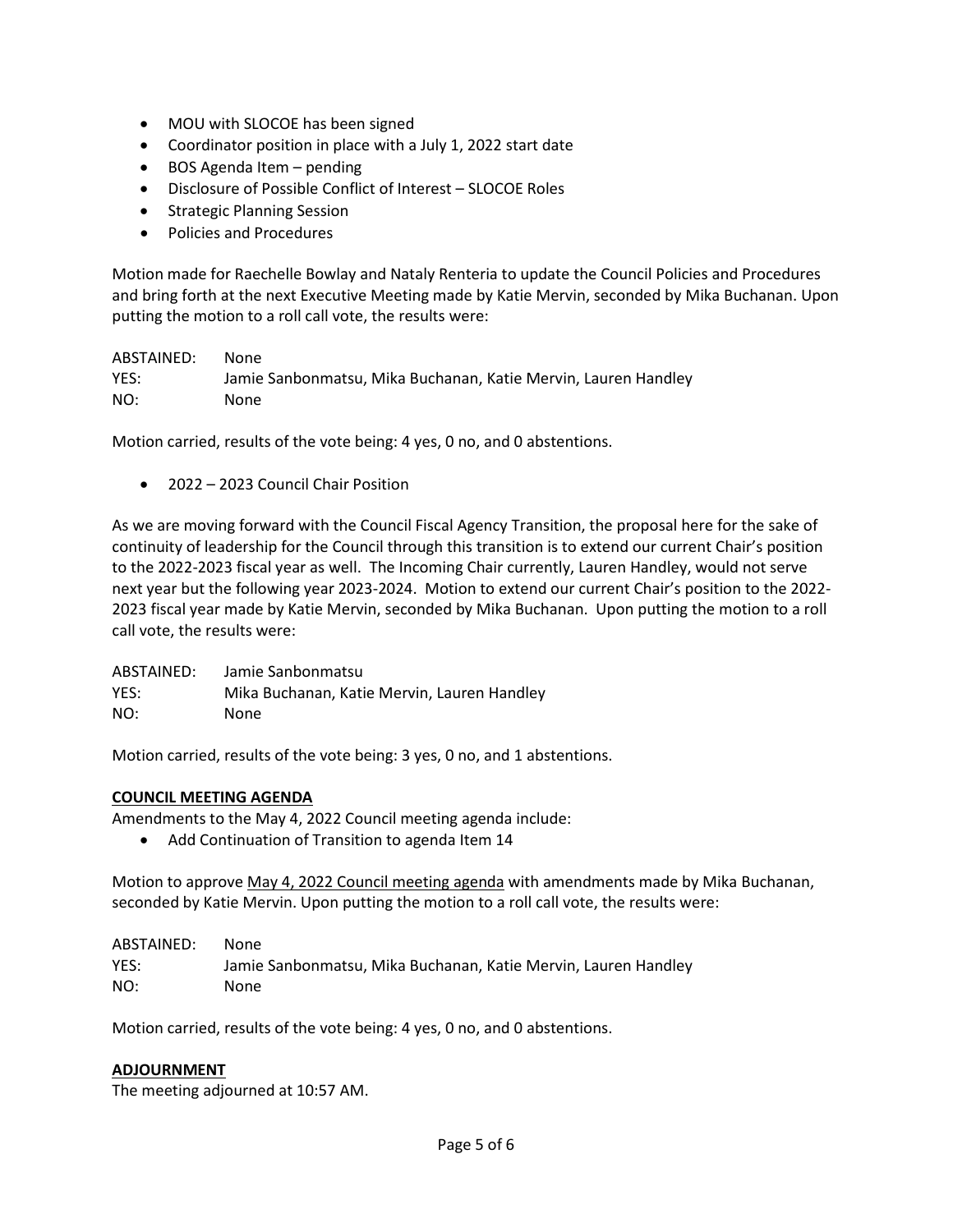- MOU with SLOCOE has been signed
- Coordinator position in place with a July 1, 2022 start date
- BOS Agenda Item – pending
- Disclosure of Possible Conflict of Interest – SLOCOE Roles
- Strategic Planning Session
- Policies and Procedures

Motion made for Raechelle Bowlay and Nataly Renteria to update the Council Policies and Procedures and bring forth at the next Executive Meeting made by Katie Mervin, seconded by Mika Buchanan. Upon putting the motion to a roll call vote, the results were:

ABSTAINED: None
YES: Jamie Sanbonmatsu, Mika Buchanan, Katie Mervin, Lauren Handley
NO: None

Motion carried, results of the vote being: 4 yes, 0 no, and 0 abstentions.

- 2022 – 2023 Council Chair Position

As we are moving forward with the Council Fiscal Agency Transition, the proposal here for the sake of continuity of leadership for the Council through this transition is to extend our current Chair's position to the 2022-2023 fiscal year as well. The Incoming Chair currently, Lauren Handley, would not serve next year but the following year 2023-2024. Motion to extend our current Chair's position to the 2022-2023 fiscal year made by Katie Mervin, seconded by Mika Buchanan. Upon putting the motion to a roll call vote, the results were:

ABSTAINED: Jamie Sanbonmatsu
YES: Mika Buchanan, Katie Mervin, Lauren Handley
NO: None

Motion carried, results of the vote being: 3 yes, 0 no, and 1 abstentions.

**COUNCIL MEETING AGENDA**

Amendments to the May 4, 2022 Council meeting agenda include:

- Add Continuation of Transition to agenda Item 14

Motion to approve May 4, 2022 Council meeting agenda with amendments made by Mika Buchanan, seconded by Katie Mervin. Upon putting the motion to a roll call vote, the results were:

ABSTAINED: None
YES: Jamie Sanbonmatsu, Mika Buchanan, Katie Mervin, Lauren Handley
NO: None

Motion carried, results of the vote being: 4 yes, 0 no, and 0 abstentions.

**ADJOURNMENT**

The meeting adjourned at 10:57 AM.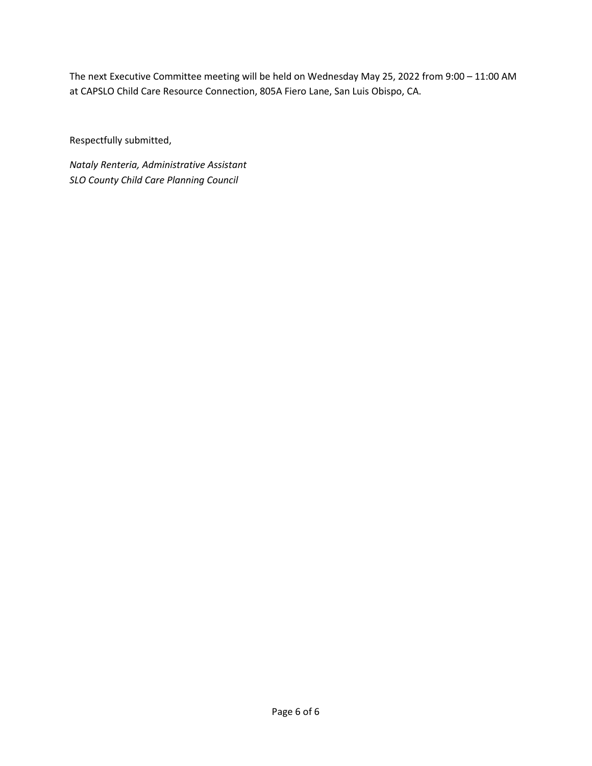The next Executive Committee meeting will be held on Wednesday May 25, 2022 from 9:00 – 11:00 AM at CAPSLO Child Care Resource Connection, 805A Fiero Lane, San Luis Obispo, CA.

Respectfully submitted,

*Nataly Renteria, Administrative Assistant*
*SLO County Child Care Planning Council*